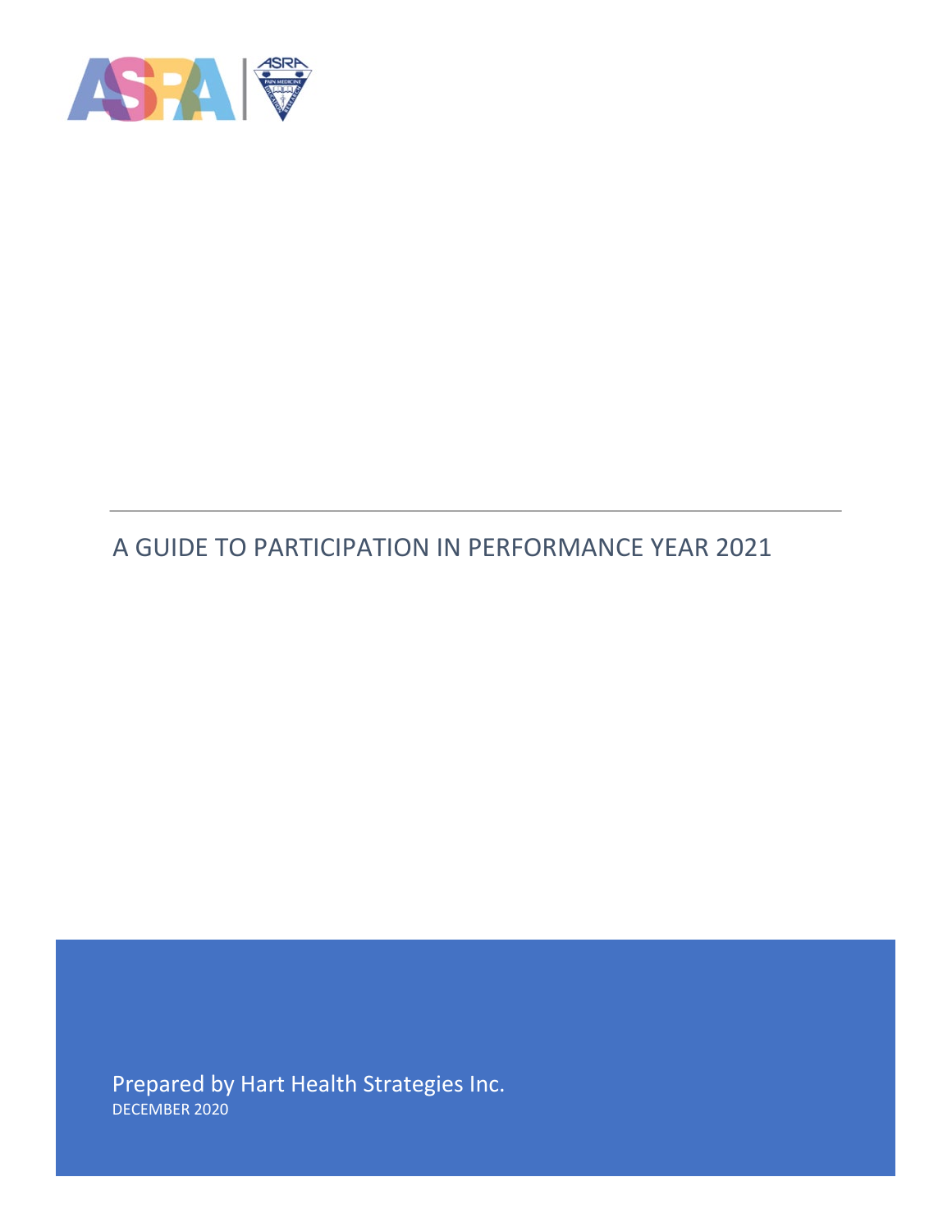# A GUIDE TO PARTICIPATION IN PERFORMANCE YEAR 2021

Prepared by Hart Health Strategies Inc.

DECEMBER 2020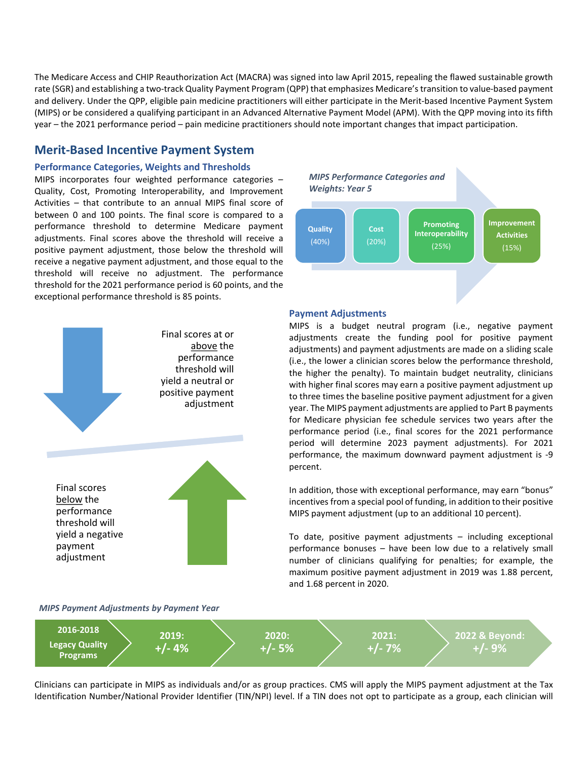The Medicare Access and CHIP Reauthorization Act (MACRA) was signed into law April 2015, repealing the flawed sustainable growth rate (SGR) and establishing a two-track Quality Payment Program (QPP) that emphasizes Medicare's transition to value-based payment and delivery. Under the QPP, eligible pain medicine practitioners will either participate in the Merit-based Incentive Payment System (MIPS) or be considered a qualifying participant in an Advanced Alternative Payment Model (APM). With the QPP moving into its fifth year – the 2021 performance period – pain medicine practitioners should note important changes that impact participation.

## Merit-Based Incentive Payment System

### Performance Categories, Weights and Thresholds

MIPS incorporates four weighted performance categories – Quality, Cost, Promoting Interoperability, and Improvement Activities – that contribute to an annual MIPS final score of between 0 and 100 points. The final score is compared to a performance threshold to determine Medicare payment adjustments. Final scores above the threshold will receive a positive payment adjustment, those below the threshold will receive a negative payment adjustment, and those equal to the threshold will receive no adjustment. The performance threshold for the 2021 performance period is 60 points, and the exceptional performance threshold is 85 points.

*MIPS Performance Categories and Weights: Year 5*

| Quality | Cost | Promoting Interoperability | Improvement Activities |
|---|---|---|---|
| (40%) | (20%) | (25%) | (15%) |

Final scores at or above the performance threshold will yield a neutral or positive payment adjustment

Final scores below the performance threshold will yield a negative payment adjustment

### Payment Adjustments

MIPS is a budget neutral program (i.e., negative payment adjustments create the funding pool for positive payment adjustments) and payment adjustments are made on a sliding scale (i.e., the lower a clinician scores below the performance threshold, the higher the penalty). To maintain budget neutrality, clinicians with higher final scores may earn a positive payment adjustment up to three times the baseline positive payment adjustment for a given year. The MIPS payment adjustments are applied to Part B payments for Medicare physician fee schedule services two years after the performance period (i.e., final scores for the 2021 performance period will determine 2023 payment adjustments). For 2021 performance, the maximum downward payment adjustment is -9 percent.

In addition, those with exceptional performance, may earn "bonus" incentives from a special pool of funding, in addition to their positive MIPS payment adjustment (up to an additional 10 percent).

To date, positive payment adjustments – including exceptional performance bonuses – have been low due to a relatively small number of clinicians qualifying for penalties; for example, the maximum positive payment adjustment in 2019 was 1.88 percent, and 1.68 percent in 2020.

*MIPS Payment Adjustments by Payment Year*

| 2016-2018 | 2019: | 2020: | 2021: | 2022 & Beyond: |
|---|---|---|---|---|
| Legacy Quality Programs | +/- 4% | +/- 5% | +/- 7% | +/- 9% |

Clinicians can participate in MIPS as individuals and/or as group practices. CMS will apply the MIPS payment adjustment at the Tax Identification Number/National Provider Identifier (TIN/NPI) level. If a TIN does not opt to participate as a group, each clinician will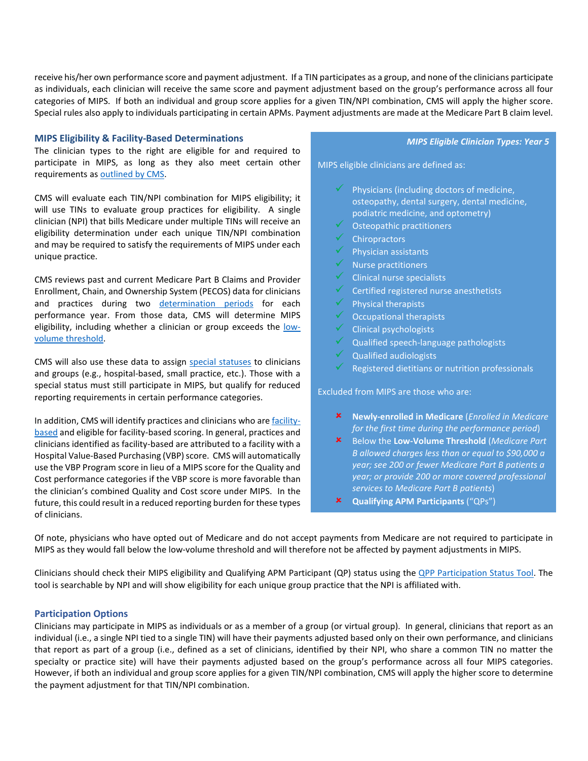receive his/her own performance score and payment adjustment. If a TIN participates as a group, and none of the clinicians participate as individuals, each clinician will receive the same score and payment adjustment based on the group's performance across all four categories of MIPS. If both an individual and group score applies for a given TIN/NPI combination, CMS will apply the higher score. Special rules also apply to individuals participating in certain APMs. Payment adjustments are made at the Medicare Part B claim level.

### MIPS Eligibility & Facility-Based Determinations

The clinician types to the right are eligible for and required to participate in MIPS, as long as they also meet certain other requirements as outlined by CMS.

CMS will evaluate each TIN/NPI combination for MIPS eligibility; it will use TINs to evaluate group practices for eligibility. A single clinician (NPI) that bills Medicare under multiple TINs will receive an eligibility determination under each unique TIN/NPI combination and may be required to satisfy the requirements of MIPS under each unique practice.

CMS reviews past and current Medicare Part B Claims and Provider Enrollment, Chain, and Ownership System (PECOS) data for clinicians and practices during two determination periods for each performance year. From those data, CMS will determine MIPS eligibility, including whether a clinician or group exceeds the low-volume threshold.

CMS will also use these data to assign special statuses to clinicians and groups (e.g., hospital-based, small practice, etc.). Those with a special status must still participate in MIPS, but qualify for reduced reporting requirements in certain performance categories.

In addition, CMS will identify practices and clinicians who are facility-based and eligible for facility-based scoring. In general, practices and clinicians identified as facility-based are attributed to a facility with a Hospital Value-Based Purchasing (VBP) score. CMS will automatically use the VBP Program score in lieu of a MIPS score for the Quality and Cost performance categories if the VBP score is more favorable than the clinician's combined Quality and Cost score under MIPS. In the future, this could result in a reduced reporting burden for these types of clinicians.

***MIPS Eligible Clinician Types: Year 5***

MIPS eligible clinicians are defined as:

- ✓ Physicians (including doctors of medicine, osteopathy, dental surgery, dental medicine, podiatric medicine, and optometry)
- ✓ Osteopathic practitioners
- ✓ Chiropractors
- ✓ Physician assistants
- ✓ Nurse practitioners
- ✓ Clinical nurse specialists
- ✓ Certified registered nurse anesthetists
- ✓ Physical therapists
- ✓ Occupational therapists
- ✓ Clinical psychologists
- ✓ Qualified speech-language pathologists
- ✓ Qualified audiologists
- ✓ Registered dietitians or nutrition professionals

Excluded from MIPS are those who are:

- ✗ **Newly-enrolled in Medicare** (*Enrolled in Medicare for the first time during the performance period*)
- ✗ Below the **Low-Volume Threshold** (*Medicare Part B allowed charges less than or equal to $90,000 a year; see 200 or fewer Medicare Part B patients a year; or provide 200 or more covered professional services to Medicare Part B patients*)
- ✗ **Qualifying APM Participants** ("QPs")

Of note, physicians who have opted out of Medicare and do not accept payments from Medicare are not required to participate in MIPS as they would fall below the low-volume threshold and will therefore not be affected by payment adjustments in MIPS.

Clinicians should check their MIPS eligibility and Qualifying APM Participant (QP) status using the QPP Participation Status Tool. The tool is searchable by NPI and will show eligibility for each unique group practice that the NPI is affiliated with.

### Participation Options

Clinicians may participate in MIPS as individuals or as a member of a group (or virtual group). In general, clinicians that report as an individual (i.e., a single NPI tied to a single TIN) will have their payments adjusted based only on their own performance, and clinicians that report as part of a group (i.e., defined as a set of clinicians, identified by their NPI, who share a common TIN no matter the specialty or practice site) will have their payments adjusted based on the group's performance across all four MIPS categories. However, if both an individual and group score applies for a given TIN/NPI combination, CMS will apply the higher score to determine the payment adjustment for that TIN/NPI combination.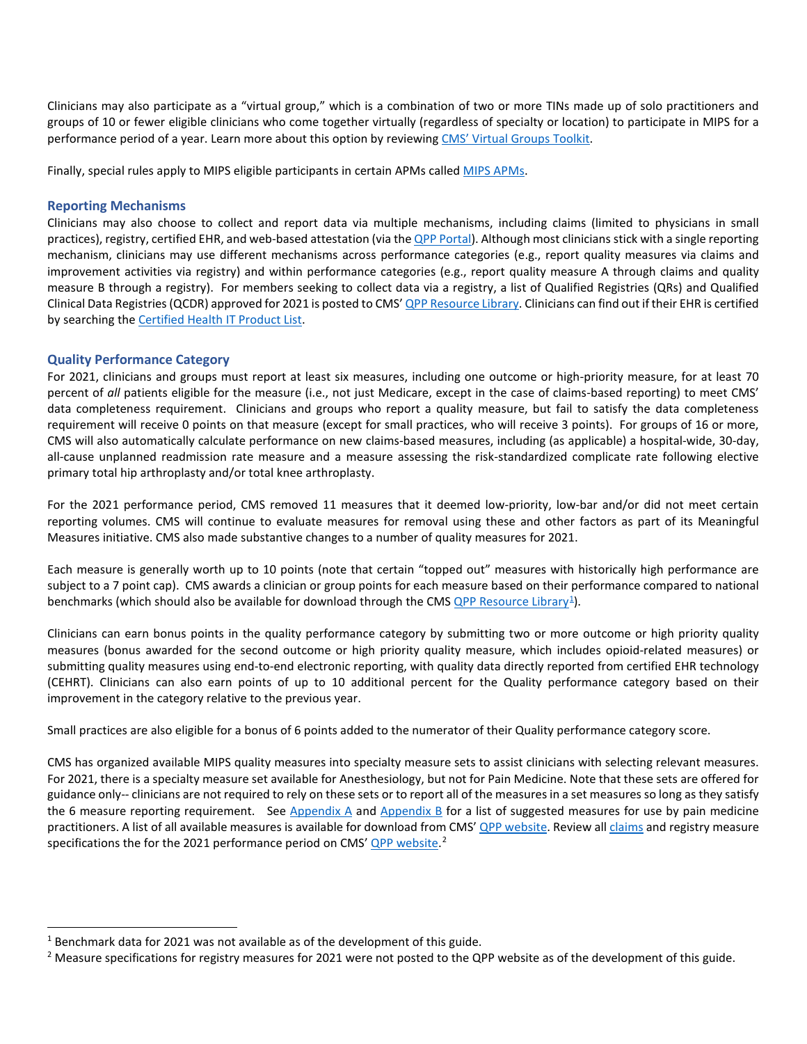Clinicians may also participate as a "virtual group," which is a combination of two or more TINs made up of solo practitioners and groups of 10 or fewer eligible clinicians who come together virtually (regardless of specialty or location) to participate in MIPS for a performance period of a year. Learn more about this option by reviewing CMS' Virtual Groups Toolkit.

Finally, special rules apply to MIPS eligible participants in certain APMs called MIPS APMs.

### Reporting Mechanisms

Clinicians may also choose to collect and report data via multiple mechanisms, including claims (limited to physicians in small practices), registry, certified EHR, and web-based attestation (via the QPP Portal). Although most clinicians stick with a single reporting mechanism, clinicians may use different mechanisms across performance categories (e.g., report quality measures via claims and improvement activities via registry) and within performance categories (e.g., report quality measure A through claims and quality measure B through a registry). For members seeking to collect data via a registry, a list of Qualified Registries (QRs) and Qualified Clinical Data Registries (QCDR) approved for 2021 is posted to CMS' QPP Resource Library. Clinicians can find out if their EHR is certified by searching the Certified Health IT Product List.

### Quality Performance Category

For 2021, clinicians and groups must report at least six measures, including one outcome or high-priority measure, for at least 70 percent of *all* patients eligible for the measure (i.e., not just Medicare, except in the case of claims-based reporting) to meet CMS' data completeness requirement. Clinicians and groups who report a quality measure, but fail to satisfy the data completeness requirement will receive 0 points on that measure (except for small practices, who will receive 3 points). For groups of 16 or more, CMS will also automatically calculate performance on new claims-based measures, including (as applicable) a hospital-wide, 30-day, all-cause unplanned readmission rate measure and a measure assessing the risk-standardized complicate rate following elective primary total hip arthroplasty and/or total knee arthroplasty.

For the 2021 performance period, CMS removed 11 measures that it deemed low-priority, low-bar and/or did not meet certain reporting volumes. CMS will continue to evaluate measures for removal using these and other factors as part of its Meaningful Measures initiative. CMS also made substantive changes to a number of quality measures for 2021.

Each measure is generally worth up to 10 points (note that certain "topped out" measures with historically high performance are subject to a 7 point cap). CMS awards a clinician or group points for each measure based on their performance compared to national benchmarks (which should also be available for download through the CMS QPP Resource Library[1]).

Clinicians can earn bonus points in the quality performance category by submitting two or more outcome or high priority quality measures (bonus awarded for the second outcome or high priority quality measure, which includes opioid-related measures) or submitting quality measures using end-to-end electronic reporting, with quality data directly reported from certified EHR technology (CEHRT). Clinicians can also earn points of up to 10 additional percent for the Quality performance category based on their improvement in the category relative to the previous year.

Small practices are also eligible for a bonus of 6 points added to the numerator of their Quality performance category score.

CMS has organized available MIPS quality measures into specialty measure sets to assist clinicians with selecting relevant measures. For 2021, there is a specialty measure set available for Anesthesiology, but not for Pain Medicine. Note that these sets are offered for guidance only-- clinicians are not required to rely on these sets or to report all of the measures in a set measures so long as they satisfy the 6 measure reporting requirement. See Appendix A and Appendix B for a list of suggested measures for use by pain medicine practitioners. A list of all available measures is available for download from CMS' QPP website. Review all claims and registry measure specifications the for the 2021 performance period on CMS' QPP website.[2]

---

[1] Benchmark data for 2021 was not available as of the development of this guide.

[2] Measure specifications for registry measures for 2021 were not posted to the QPP website as of the development of this guide.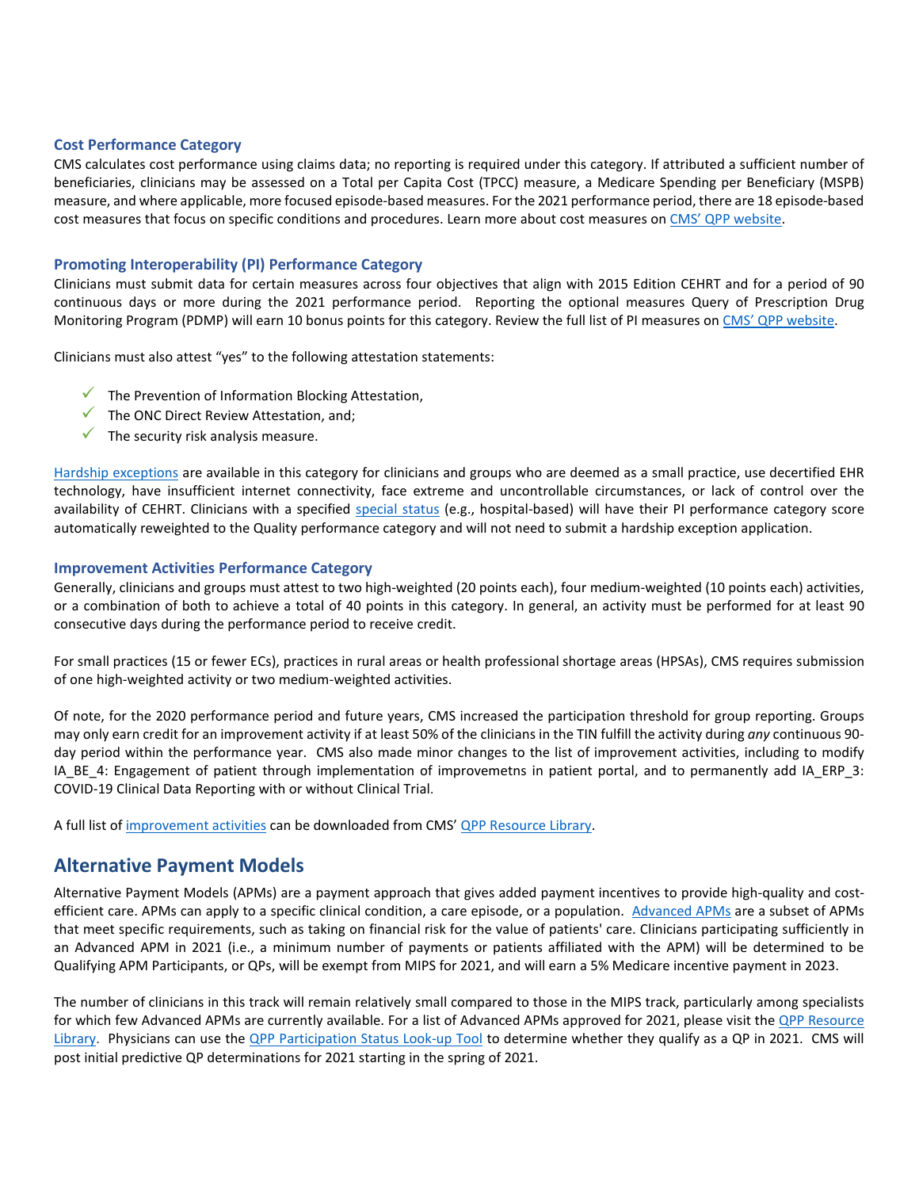### Cost Performance Category

CMS calculates cost performance using claims data; no reporting is required under this category. If attributed a sufficient number of beneficiaries, clinicians may be assessed on a Total per Capita Cost (TPCC) measure, a Medicare Spending per Beneficiary (MSPB) measure, and where applicable, more focused episode-based measures. For the 2021 performance period, there are 18 episode-based cost measures that focus on specific conditions and procedures. Learn more about cost measures on CMS' QPP website.

### Promoting Interoperability (PI) Performance Category

Clinicians must submit data for certain measures across four objectives that align with 2015 Edition CEHRT and for a period of 90 continuous days or more during the 2021 performance period. Reporting the optional measures Query of Prescription Drug Monitoring Program (PDMP) will earn 10 bonus points for this category. Review the full list of PI measures on CMS' QPP website.

Clinicians must also attest "yes" to the following attestation statements:

- ✓ The Prevention of Information Blocking Attestation,
- ✓ The ONC Direct Review Attestation, and;
- ✓ The security risk analysis measure.

Hardship exceptions are available in this category for clinicians and groups who are deemed as a small practice, use decertified EHR technology, have insufficient internet connectivity, face extreme and uncontrollable circumstances, or lack of control over the availability of CEHRT. Clinicians with a specified special status (e.g., hospital-based) will have their PI performance category score automatically reweighted to the Quality performance category and will not need to submit a hardship exception application.

### Improvement Activities Performance Category

Generally, clinicians and groups must attest to two high-weighted (20 points each), four medium-weighted (10 points each) activities, or a combination of both to achieve a total of 40 points in this category. In general, an activity must be performed for at least 90 consecutive days during the performance period to receive credit.

For small practices (15 or fewer ECs), practices in rural areas or health professional shortage areas (HPSAs), CMS requires submission of one high-weighted activity or two medium-weighted activities.

Of note, for the 2020 performance period and future years, CMS increased the participation threshold for group reporting. Groups may only earn credit for an improvement activity if at least 50% of the clinicians in the TIN fulfill the activity during *any* continuous 90-day period within the performance year. CMS also made minor changes to the list of improvement activities, including to modify IA_BE_4: Engagement of patient through implementation of improvemetns in patient portal, and to permanently add IA_ERP_3: COVID-19 Clinical Data Reporting with or without Clinical Trial.

A full list of improvement activities can be downloaded from CMS' QPP Resource Library.

## Alternative Payment Models

Alternative Payment Models (APMs) are a payment approach that gives added payment incentives to provide high-quality and cost-efficient care. APMs can apply to a specific clinical condition, a care episode, or a population. Advanced APMs are a subset of APMs that meet specific requirements, such as taking on financial risk for the value of patients' care. Clinicians participating sufficiently in an Advanced APM in 2021 (i.e., a minimum number of payments or patients affiliated with the APM) will be determined to be Qualifying APM Participants, or QPs, will be exempt from MIPS for 2021, and will earn a 5% Medicare incentive payment in 2023.

The number of clinicians in this track will remain relatively small compared to those in the MIPS track, particularly among specialists for which few Advanced APMs are currently available. For a list of Advanced APMs approved for 2021, please visit the QPP Resource Library. Physicians can use the QPP Participation Status Look-up Tool to determine whether they qualify as a QP in 2021. CMS will post initial predictive QP determinations for 2021 starting in the spring of 2021.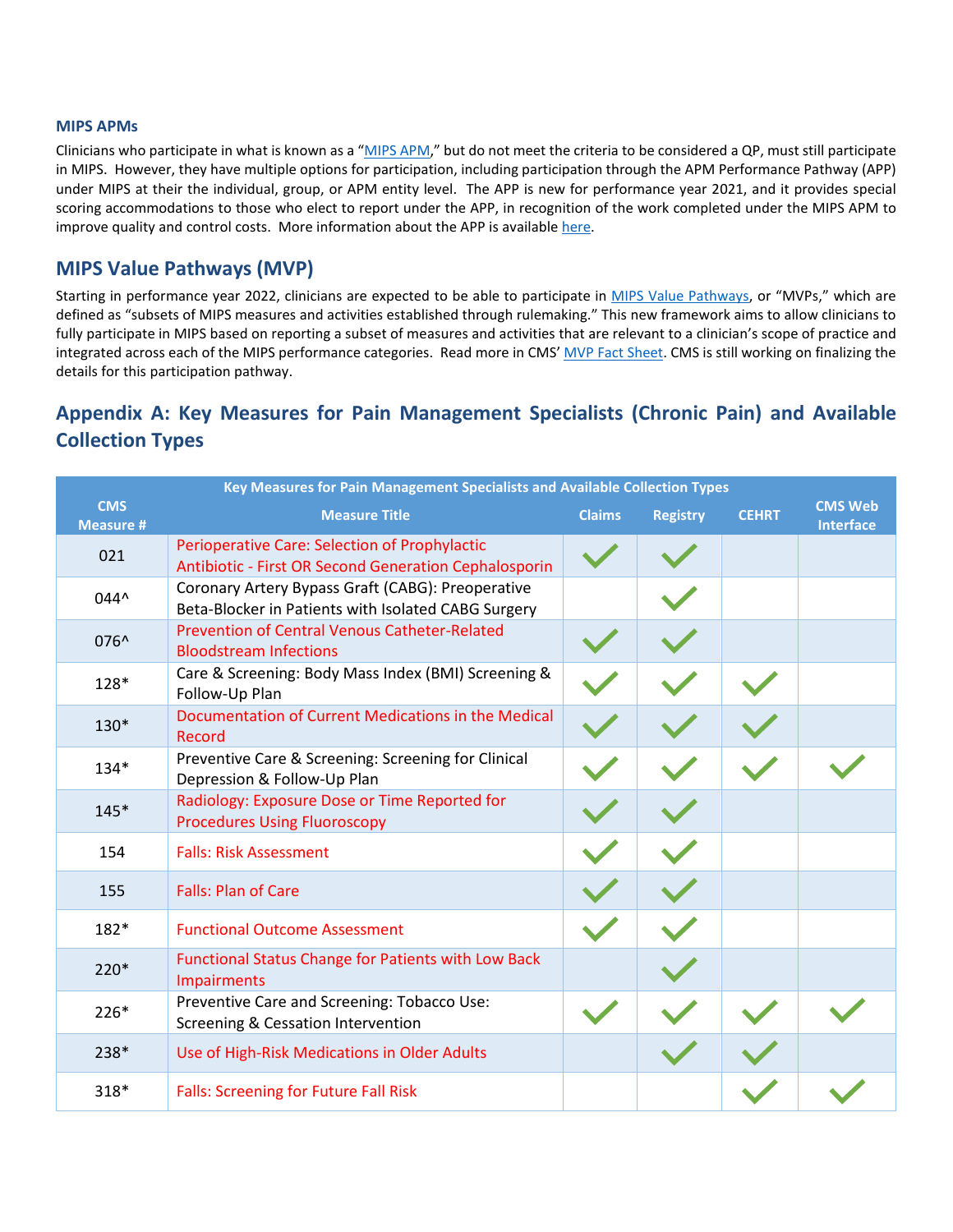### MIPS APMs

Clinicians who participate in what is known as a "MIPS APM," but do not meet the criteria to be considered a QP, must still participate in MIPS. However, they have multiple options for participation, including participation through the APM Performance Pathway (APP) under MIPS at their the individual, group, or APM entity level. The APP is new for performance year 2021, and it provides special scoring accommodations to those who elect to report under the APP, in recognition of the work completed under the MIPS APM to improve quality and control costs. More information about the APP is available here.

## MIPS Value Pathways (MVP)

Starting in performance year 2022, clinicians are expected to be able to participate in MIPS Value Pathways, or "MVPs," which are defined as "subsets of MIPS measures and activities established through rulemaking." This new framework aims to allow clinicians to fully participate in MIPS based on reporting a subset of measures and activities that are relevant to a clinician's scope of practice and integrated across each of the MIPS performance categories. Read more in CMS' MVP Fact Sheet. CMS is still working on finalizing the details for this participation pathway.

## Appendix A: Key Measures for Pain Management Specialists (Chronic Pain) and Available Collection Types

| Key Measures for Pain Management Specialists and Available Collection Types | | | | | |
|---|---|---|---|---|---|
| CMS Measure # | Measure Title | Claims | Registry | CEHRT | CMS Web Interface |
| 021 | Perioperative Care: Selection of Prophylactic Antibiotic - First OR Second Generation Cephalosporin | ✓ | ✓ | | |
| 044^ | Coronary Artery Bypass Graft (CABG): Preoperative Beta-Blocker in Patients with Isolated CABG Surgery | | ✓ | | |
| 076^ | Prevention of Central Venous Catheter-Related Bloodstream Infections | ✓ | ✓ | | |
| 128* | Care & Screening: Body Mass Index (BMI) Screening & Follow-Up Plan | ✓ | ✓ | ✓ | |
| 130* | Documentation of Current Medications in the Medical Record | ✓ | ✓ | ✓ | |
| 134* | Preventive Care & Screening: Screening for Clinical Depression & Follow-Up Plan | ✓ | ✓ | ✓ | ✓ |
| 145* | Radiology: Exposure Dose or Time Reported for Procedures Using Fluoroscopy | ✓ | ✓ | | |
| 154 | Falls: Risk Assessment | ✓ | ✓ | | |
| 155 | Falls: Plan of Care | ✓ | ✓ | | |
| 182* | Functional Outcome Assessment | ✓ | ✓ | | |
| 220* | Functional Status Change for Patients with Low Back Impairments | | ✓ | | |
| 226* | Preventive Care and Screening: Tobacco Use: Screening & Cessation Intervention | ✓ | ✓ | ✓ | ✓ |
| 238* | Use of High-Risk Medications in Older Adults | | ✓ | ✓ | |
| 318* | Falls: Screening for Future Fall Risk | | | ✓ | ✓ |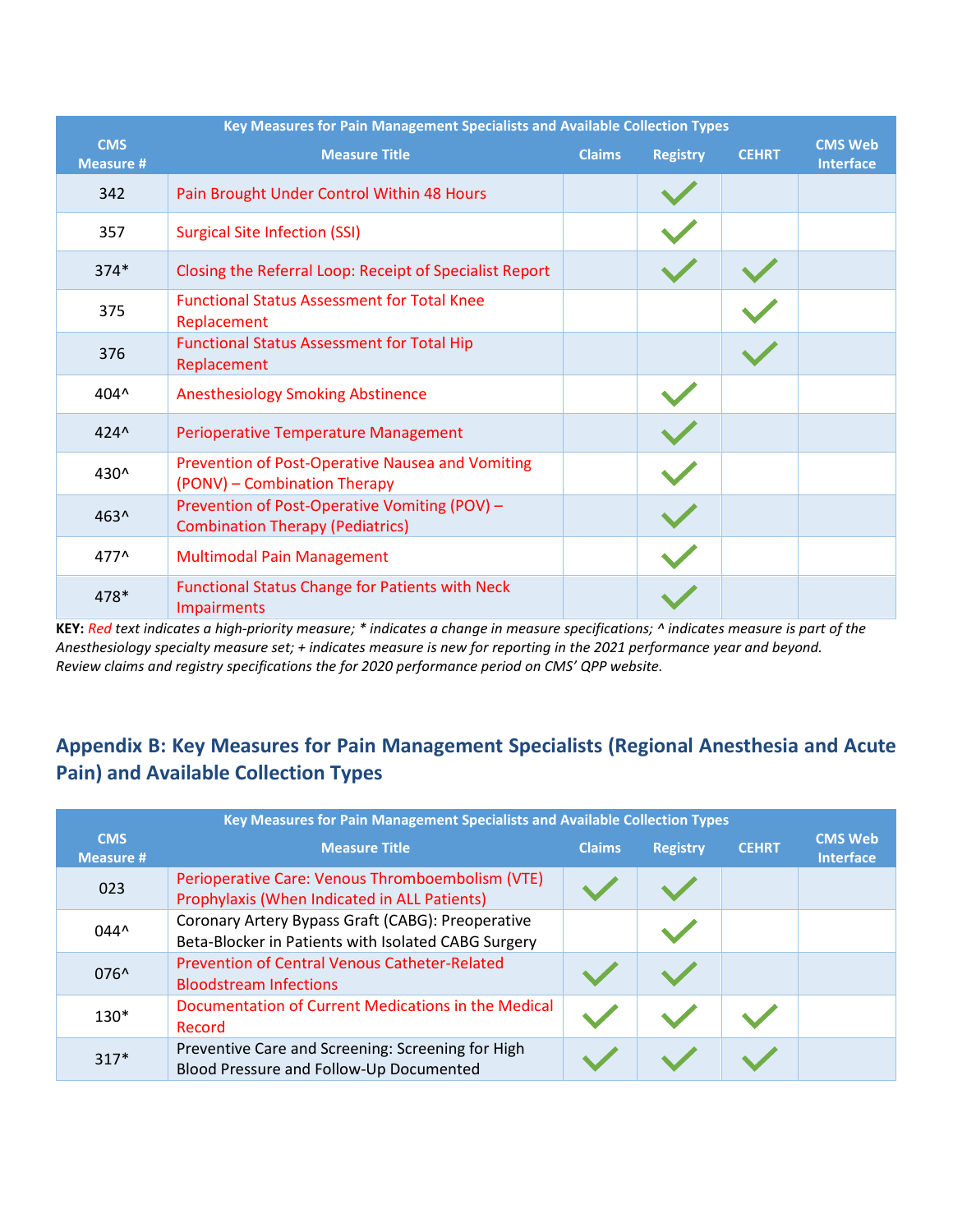| Key Measures for Pain Management Specialists and Available Collection Types | | | | | |
|---|---|---|---|---|---|
| CMS Measure # | Measure Title | Claims | Registry | CEHRT | CMS Web Interface |
| 342 | Pain Brought Under Control Within 48 Hours | | ✓ | | |
| 357 | Surgical Site Infection (SSI) | | ✓ | | |
| 374* | Closing the Referral Loop: Receipt of Specialist Report | | ✓ | ✓ | |
| 375 | Functional Status Assessment for Total Knee Replacement | | | ✓ | |
| 376 | Functional Status Assessment for Total Hip Replacement | | | ✓ | |
| 404^ | Anesthesiology Smoking Abstinence | | ✓ | | |
| 424^ | Perioperative Temperature Management | | ✓ | | |
| 430^ | Prevention of Post-Operative Nausea and Vomiting (PONV) – Combination Therapy | | ✓ | | |
| 463^ | Prevention of Post-Operative Vomiting (POV) – Combination Therapy (Pediatrics) | | ✓ | | |
| 477^ | Multimodal Pain Management | | ✓ | | |
| 478* | Functional Status Change for Patients with Neck Impairments | | ✓ | | |

**KEY:** *Red text indicates a high-priority measure; * indicates a change in measure specifications; ^ indicates measure is part of the Anesthesiology specialty measure set; + indicates measure is new for reporting in the 2021 performance year and beyond. Review claims and registry specifications the for 2020 performance period on CMS' QPP website.*

## Appendix B: Key Measures for Pain Management Specialists (Regional Anesthesia and Acute Pain) and Available Collection Types

| Key Measures for Pain Management Specialists and Available Collection Types | | | | | |
|---|---|---|---|---|---|
| CMS Measure # | Measure Title | Claims | Registry | CEHRT | CMS Web Interface |
| 023 | Perioperative Care: Venous Thromboembolism (VTE) Prophylaxis (When Indicated in ALL Patients) | ✓ | ✓ | | |
| 044^ | Coronary Artery Bypass Graft (CABG): Preoperative Beta-Blocker in Patients with Isolated CABG Surgery | | ✓ | | |
| 076^ | Prevention of Central Venous Catheter-Related Bloodstream Infections | ✓ | ✓ | | |
| 130* | Documentation of Current Medications in the Medical Record | ✓ | ✓ | ✓ | |
| 317* | Preventive Care and Screening: Screening for High Blood Pressure and Follow-Up Documented | ✓ | ✓ | ✓ | |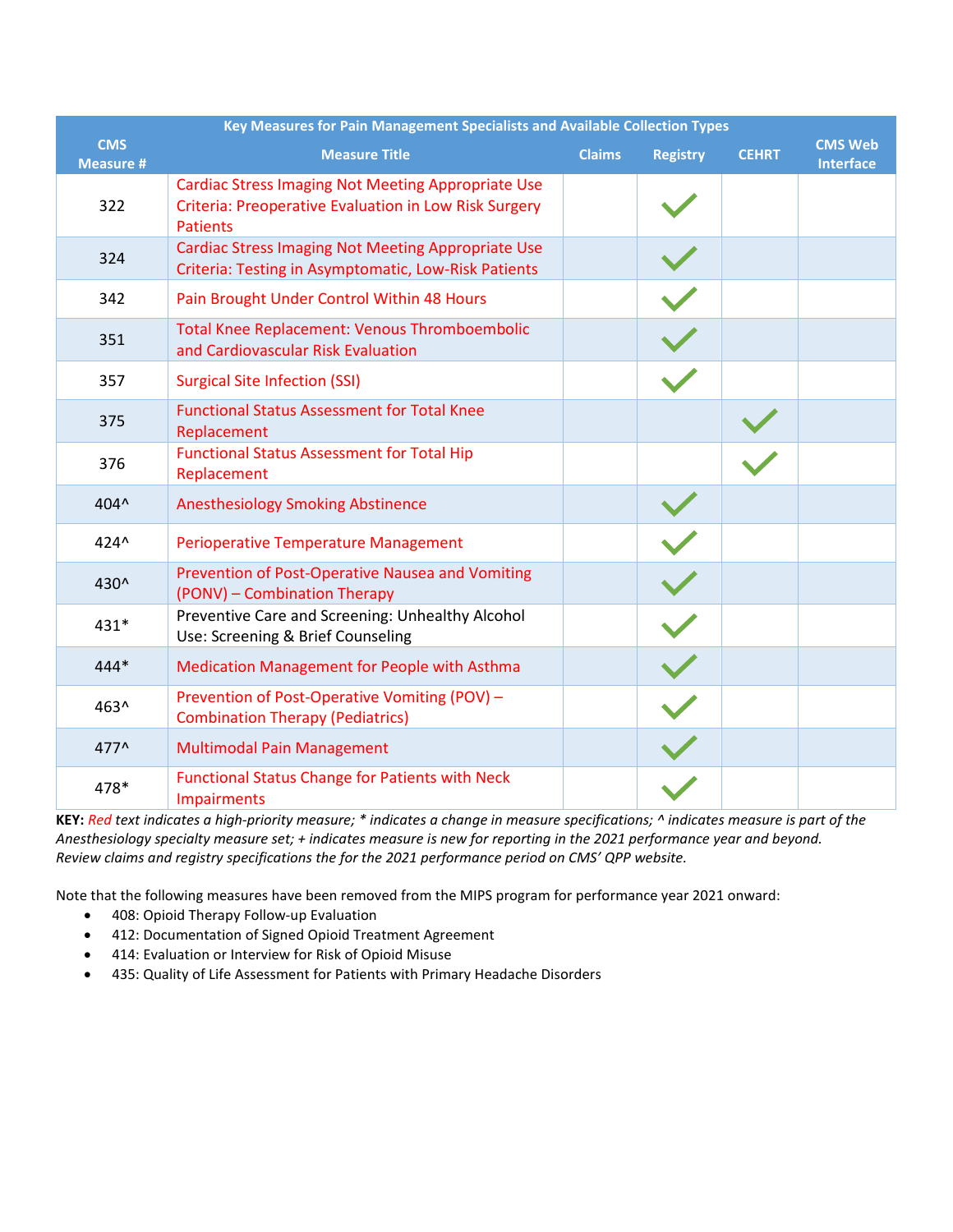| Key Measures for Pain Management Specialists and Available Collection Types | | | | | |
|---|---|---|---|---|---|
| CMS Measure # | Measure Title | Claims | Registry | CEHRT | CMS Web Interface |
| 322 | Cardiac Stress Imaging Not Meeting Appropriate Use Criteria: Preoperative Evaluation in Low Risk Surgery Patients | | ✓ | | |
| 324 | Cardiac Stress Imaging Not Meeting Appropriate Use Criteria: Testing in Asymptomatic, Low-Risk Patients | | ✓ | | |
| 342 | Pain Brought Under Control Within 48 Hours | | ✓ | | |
| 351 | Total Knee Replacement: Venous Thromboembolic and Cardiovascular Risk Evaluation | | ✓ | | |
| 357 | Surgical Site Infection (SSI) | | ✓ | | |
| 375 | Functional Status Assessment for Total Knee Replacement | | | ✓ | |
| 376 | Functional Status Assessment for Total Hip Replacement | | | ✓ | |
| 404^ | Anesthesiology Smoking Abstinence | | ✓ | | |
| 424^ | Perioperative Temperature Management | | ✓ | | |
| 430^ | Prevention of Post-Operative Nausea and Vomiting (PONV) – Combination Therapy | | ✓ | | |
| 431* | Preventive Care and Screening: Unhealthy Alcohol Use: Screening & Brief Counseling | | ✓ | | |
| 444* | Medication Management for People with Asthma | | ✓ | | |
| 463^ | Prevention of Post-Operative Vomiting (POV) – Combination Therapy (Pediatrics) | | ✓ | | |
| 477^ | Multimodal Pain Management | | ✓ | | |
| 478* | Functional Status Change for Patients with Neck Impairments | | ✓ | | |

**KEY:** *Red text indicates a high-priority measure; * indicates a change in measure specifications; ^ indicates measure is part of the Anesthesiology specialty measure set; + indicates measure is new for reporting in the 2021 performance year and beyond. Review claims and registry specifications the for the 2021 performance period on CMS' QPP website.*

Note that the following measures have been removed from the MIPS program for performance year 2021 onward:

- 408: Opioid Therapy Follow-up Evaluation
- 412: Documentation of Signed Opioid Treatment Agreement
- 414: Evaluation or Interview for Risk of Opioid Misuse
- 435: Quality of Life Assessment for Patients with Primary Headache Disorders